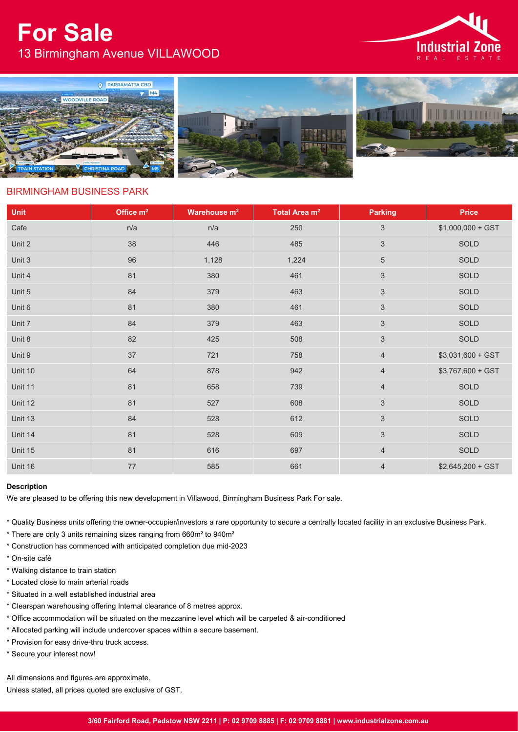# For Sale

13 Birmingham Avenue VILLAWOOD

## BIRMINGHAM BUSINESS PARK

| Unit | Office m² | Warehouse m² | Total Area m² | Parking | Price |
|---|---|---|---|---|---|
| Cafe | n/a | n/a | 250 | 3 | $1,000,000 + GST |
| Unit 2 | 38 | 446 | 485 | 3 | SOLD |
| Unit 3 | 96 | 1,128 | 1,224 | 5 | SOLD |
| Unit 4 | 81 | 380 | 461 | 3 | SOLD |
| Unit 5 | 84 | 379 | 463 | 3 | SOLD |
| Unit 6 | 81 | 380 | 461 | 3 | SOLD |
| Unit 7 | 84 | 379 | 463 | 3 | SOLD |
| Unit 8 | 82 | 425 | 508 | 3 | SOLD |
| Unit 9 | 37 | 721 | 758 | 4 | $3,031,600 + GST |
| Unit 10 | 64 | 878 | 942 | 4 | $3,767,600 + GST |
| Unit 11 | 81 | 658 | 739 | 4 | SOLD |
| Unit 12 | 81 | 527 | 608 | 3 | SOLD |
| Unit 13 | 84 | 528 | 612 | 3 | SOLD |
| Unit 14 | 81 | 528 | 609 | 3 | SOLD |
| Unit 15 | 81 | 616 | 697 | 4 | SOLD |
| Unit 16 | 77 | 585 | 661 | 4 | $2,645,200 + GST |

**Description**

We are pleased to be offering this new development in Villawood, Birmingham Business Park For sale.

\* Quality Business units offering the owner-occupier/investors a rare opportunity to secure a centrally located facility in an exclusive Business Park.
\* There are only 3 units remaining sizes ranging from 660m² to 940m²
\* Construction has commenced with anticipated completion due mid-2023
\* On-site café
\* Walking distance to train station
\* Located close to main arterial roads
\* Situated in a well established industrial area
\* Clearspan warehousing offering Internal clearance of 8 metres approx.
\* Office accommodation will be situated on the mezzanine level which will be carpeted & air-conditioned
\* Allocated parking will include undercover spaces within a secure basement.
\* Provision for easy drive-thru truck access.
\* Secure your interest now!

All dimensions and figures are approximate.
Unless stated, all prices quoted are exclusive of GST.

3/60 Fairford Road, Padstow NSW 2211 | P: 02 9709 8885 | F: 02 9709 8881 | www.industrialzone.com.au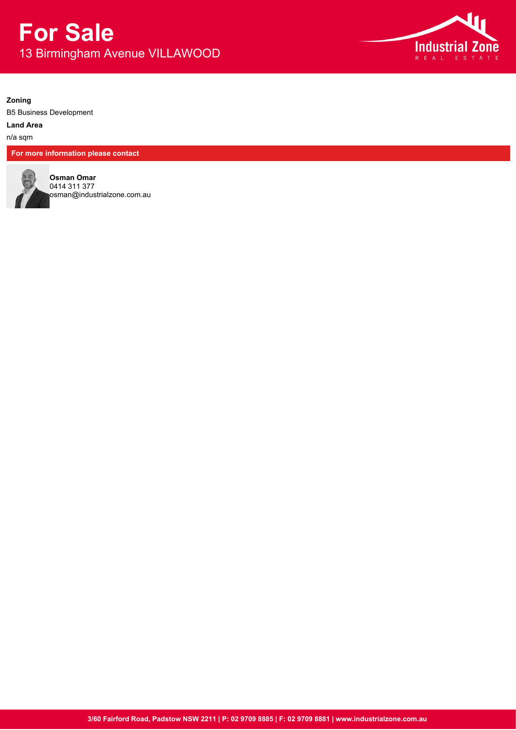# For Sale

13 Birmingham Avenue VILLAWOOD

**Zoning**

B5 Business Development

**Land Area**

n/a sqm

**For more information please contact**

**Osman Omar**
0414 311 377
osman@industrialzone.com.au

**3/60 Fairford Road, Padstow NSW 2211 | P: 02 9709 8885 | F: 02 9709 8881 | www.industrialzone.com.au**